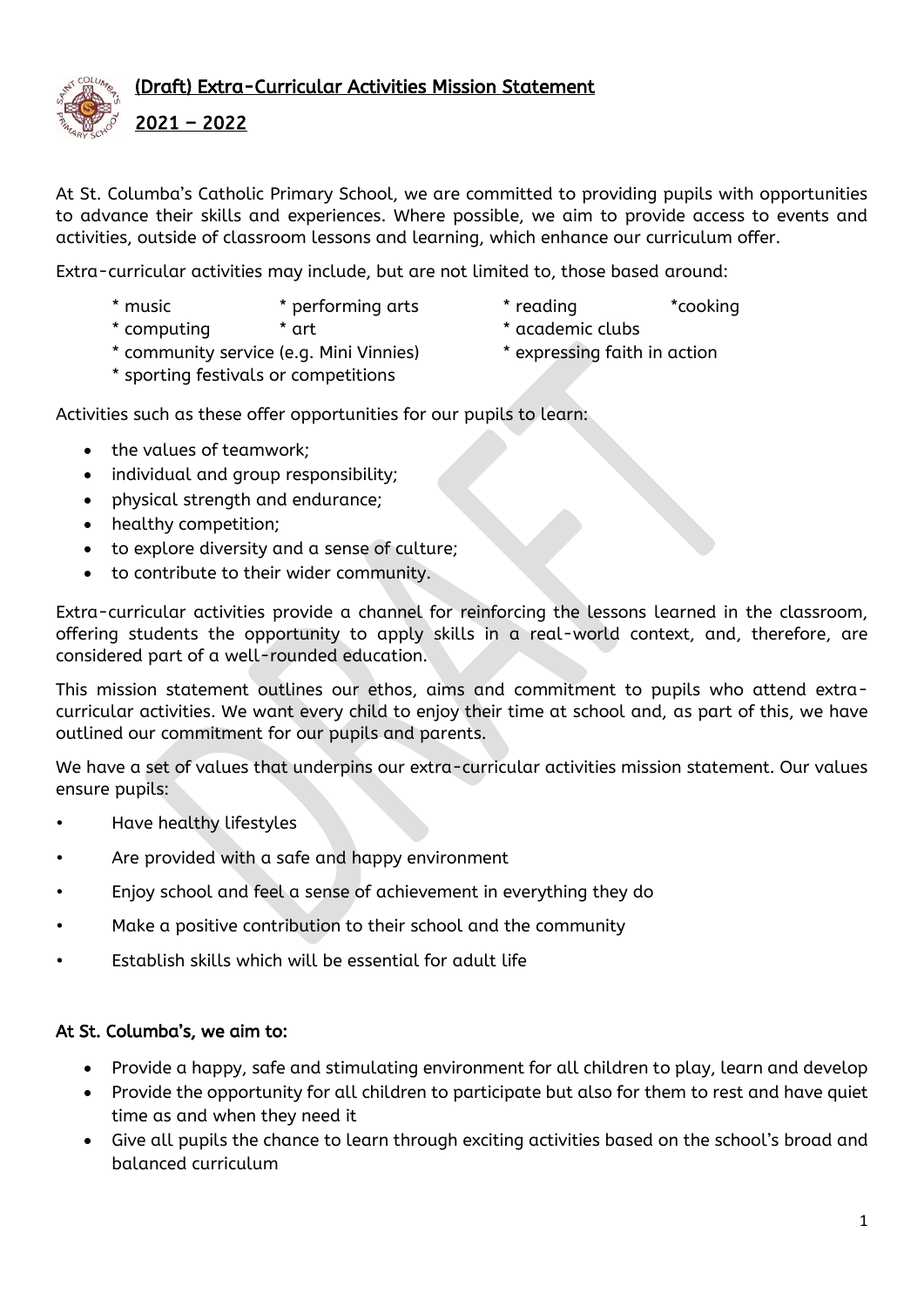# (Draft) Extra-Curricular Activities Mission Statement

## 2021 – 2022

At St. Columba's Catholic Primary School, we are committed to providing pupils with opportunities to advance their skills and experiences. Where possible, we aim to provide access to events and activities, outside of classroom lessons and learning, which enhance our curriculum offer.

Extra-curricular activities may include, but are not limited to, those based around:

* music
* performing arts
* reading
* cooking
* computing
* art
* academic clubs
* community service (e.g. Mini Vinnies)
* expressing faith in action
* sporting festivals or competitions

Activities such as these offer opportunities for our pupils to learn:

- the values of teamwork;
- individual and group responsibility;
- physical strength and endurance;
- healthy competition;
- to explore diversity and a sense of culture;
- to contribute to their wider community.

Extra-curricular activities provide a channel for reinforcing the lessons learned in the classroom, offering students the opportunity to apply skills in a real-world context, and, therefore, are considered part of a well-rounded education.

This mission statement outlines our ethos, aims and commitment to pupils who attend extra-curricular activities. We want every child to enjoy their time at school and, as part of this, we have outlined our commitment for our pupils and parents.

We have a set of values that underpins our extra-curricular activities mission statement. Our values ensure pupils:

- Have healthy lifestyles
- Are provided with a safe and happy environment
- Enjoy school and feel a sense of achievement in everything they do
- Make a positive contribution to their school and the community
- Establish skills which will be essential for adult life

### At St. Columba's, we aim to:

- Provide a happy, safe and stimulating environment for all children to play, learn and develop
- Provide the opportunity for all children to participate but also for them to rest and have quiet time as and when they need it
- Give all pupils the chance to learn through exciting activities based on the school's broad and balanced curriculum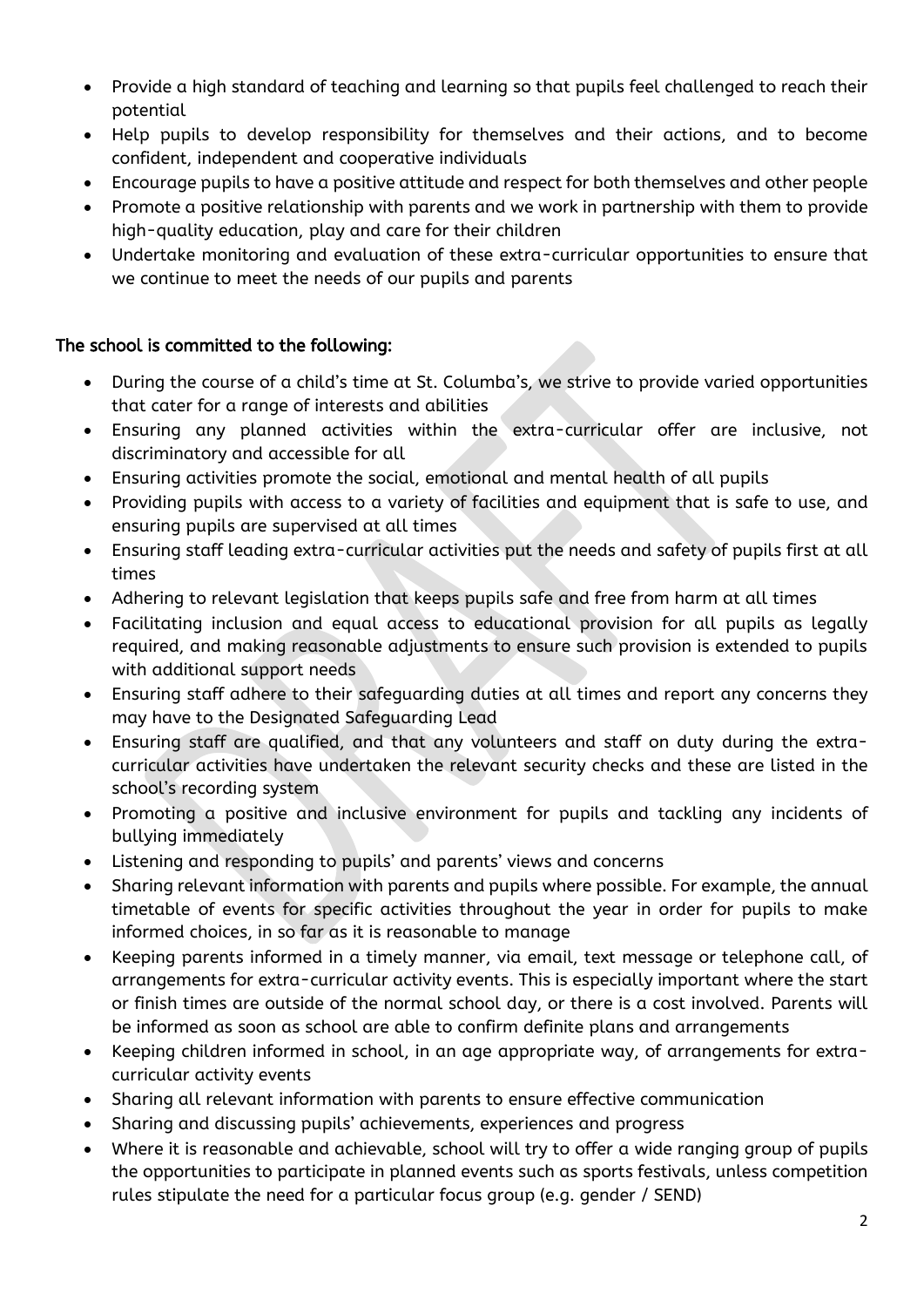- Provide a high standard of teaching and learning so that pupils feel challenged to reach their potential
- Help pupils to develop responsibility for themselves and their actions, and to become confident, independent and cooperative individuals
- Encourage pupils to have a positive attitude and respect for both themselves and other people
- Promote a positive relationship with parents and we work in partnership with them to provide high-quality education, play and care for their children
- Undertake monitoring and evaluation of these extra-curricular opportunities to ensure that we continue to meet the needs of our pupils and parents

**The school is committed to the following:**

- During the course of a child's time at St. Columba's, we strive to provide varied opportunities that cater for a range of interests and abilities
- Ensuring any planned activities within the extra-curricular offer are inclusive, not discriminatory and accessible for all
- Ensuring activities promote the social, emotional and mental health of all pupils
- Providing pupils with access to a variety of facilities and equipment that is safe to use, and ensuring pupils are supervised at all times
- Ensuring staff leading extra-curricular activities put the needs and safety of pupils first at all times
- Adhering to relevant legislation that keeps pupils safe and free from harm at all times
- Facilitating inclusion and equal access to educational provision for all pupils as legally required, and making reasonable adjustments to ensure such provision is extended to pupils with additional support needs
- Ensuring staff adhere to their safeguarding duties at all times and report any concerns they may have to the Designated Safeguarding Lead
- Ensuring staff are qualified, and that any volunteers and staff on duty during the extra-curricular activities have undertaken the relevant security checks and these are listed in the school's recording system
- Promoting a positive and inclusive environment for pupils and tackling any incidents of bullying immediately
- Listening and responding to pupils' and parents' views and concerns
- Sharing relevant information with parents and pupils where possible. For example, the annual timetable of events for specific activities throughout the year in order for pupils to make informed choices, in so far as it is reasonable to manage
- Keeping parents informed in a timely manner, via email, text message or telephone call, of arrangements for extra-curricular activity events. This is especially important where the start or finish times are outside of the normal school day, or there is a cost involved. Parents will be informed as soon as school are able to confirm definite plans and arrangements
- Keeping children informed in school, in an age appropriate way, of arrangements for extra-curricular activity events
- Sharing all relevant information with parents to ensure effective communication
- Sharing and discussing pupils' achievements, experiences and progress
- Where it is reasonable and achievable, school will try to offer a wide ranging group of pupils the opportunities to participate in planned events such as sports festivals, unless competition rules stipulate the need for a particular focus group (e.g. gender / SEND)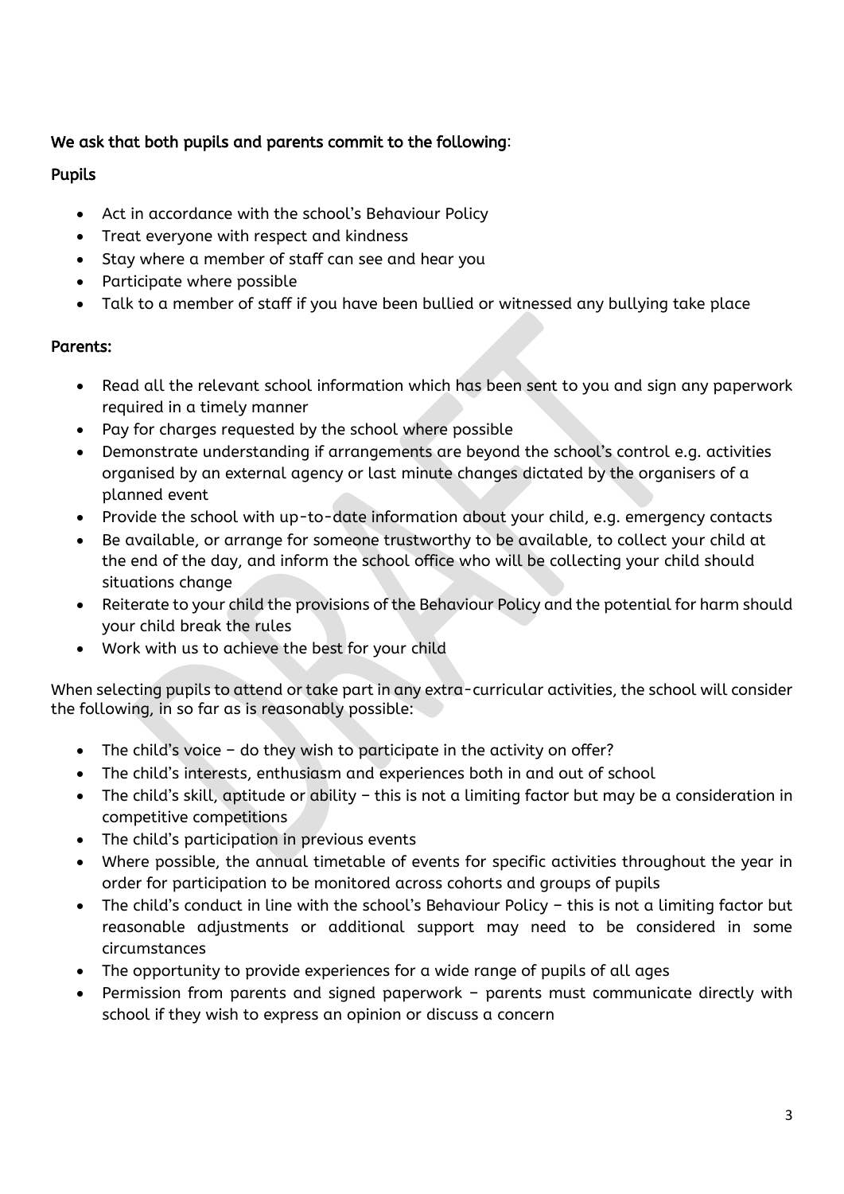**We ask that both pupils and parents commit to the following**:

**Pupils**

- Act in accordance with the school's Behaviour Policy
- Treat everyone with respect and kindness
- Stay where a member of staff can see and hear you
- Participate where possible
- Talk to a member of staff if you have been bullied or witnessed any bullying take place

**Parents:**

- Read all the relevant school information which has been sent to you and sign any paperwork required in a timely manner
- Pay for charges requested by the school where possible
- Demonstrate understanding if arrangements are beyond the school's control e.g. activities organised by an external agency or last minute changes dictated by the organisers of a planned event
- Provide the school with up-to-date information about your child, e.g. emergency contacts
- Be available, or arrange for someone trustworthy to be available, to collect your child at the end of the day, and inform the school office who will be collecting your child should situations change
- Reiterate to your child the provisions of the Behaviour Policy and the potential for harm should your child break the rules
- Work with us to achieve the best for your child

When selecting pupils to attend or take part in any extra-curricular activities, the school will consider the following, in so far as is reasonably possible:

- The child's voice – do they wish to participate in the activity on offer?
- The child's interests, enthusiasm and experiences both in and out of school
- The child's skill, aptitude or ability – this is not a limiting factor but may be a consideration in competitive competitions
- The child's participation in previous events
- Where possible, the annual timetable of events for specific activities throughout the year in order for participation to be monitored across cohorts and groups of pupils
- The child's conduct in line with the school's Behaviour Policy – this is not a limiting factor but reasonable adjustments or additional support may need to be considered in some circumstances
- The opportunity to provide experiences for a wide range of pupils of all ages
- Permission from parents and signed paperwork – parents must communicate directly with school if they wish to express an opinion or discuss a concern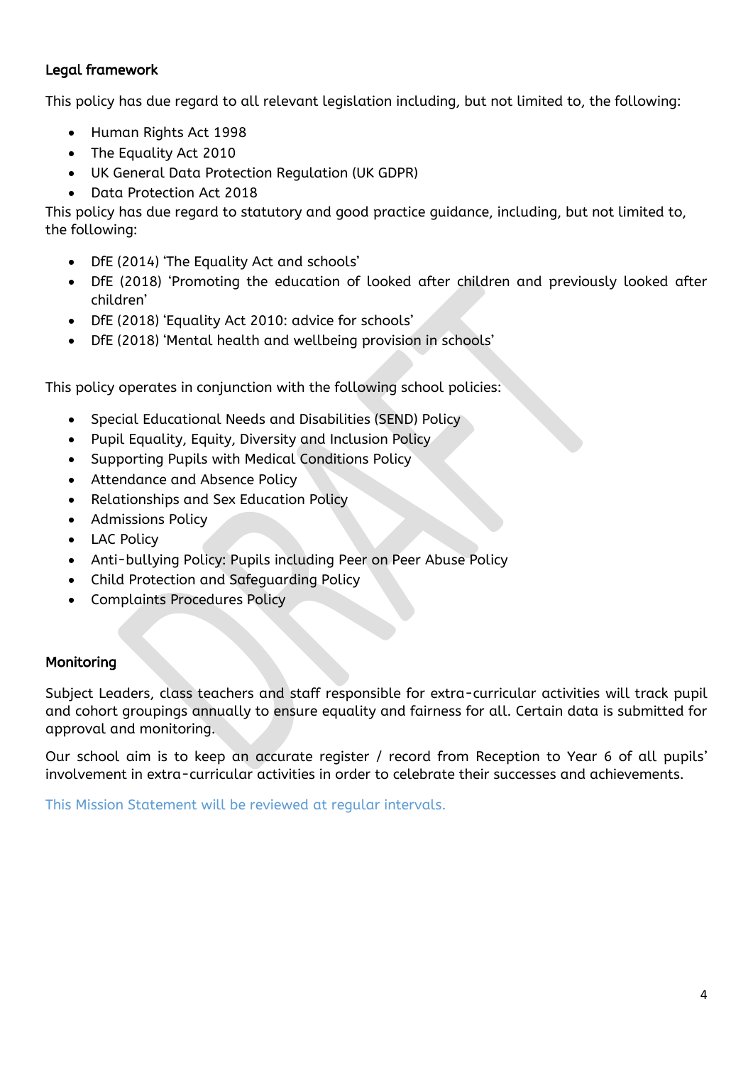### Legal framework

This policy has due regard to all relevant legislation including, but not limited to, the following:

- Human Rights Act 1998
- The Equality Act 2010
- UK General Data Protection Regulation (UK GDPR)
- Data Protection Act 2018

This policy has due regard to statutory and good practice guidance, including, but not limited to, the following:

- DfE (2014) 'The Equality Act and schools'
- DfE (2018) 'Promoting the education of looked after children and previously looked after children'
- DfE (2018) 'Equality Act 2010: advice for schools'
- DfE (2018) 'Mental health and wellbeing provision in schools'

This policy operates in conjunction with the following school policies:

- Special Educational Needs and Disabilities (SEND) Policy
- Pupil Equality, Equity, Diversity and Inclusion Policy
- Supporting Pupils with Medical Conditions Policy
- Attendance and Absence Policy
- Relationships and Sex Education Policy
- Admissions Policy
- LAC Policy
- Anti-bullying Policy: Pupils including Peer on Peer Abuse Policy
- Child Protection and Safeguarding Policy
- Complaints Procedures Policy

### Monitoring

Subject Leaders, class teachers and staff responsible for extra-curricular activities will track pupil and cohort groupings annually to ensure equality and fairness for all. Certain data is submitted for approval and monitoring.

Our school aim is to keep an accurate register / record from Reception to Year 6 of all pupils' involvement in extra-curricular activities in order to celebrate their successes and achievements.

This Mission Statement will be reviewed at regular intervals.